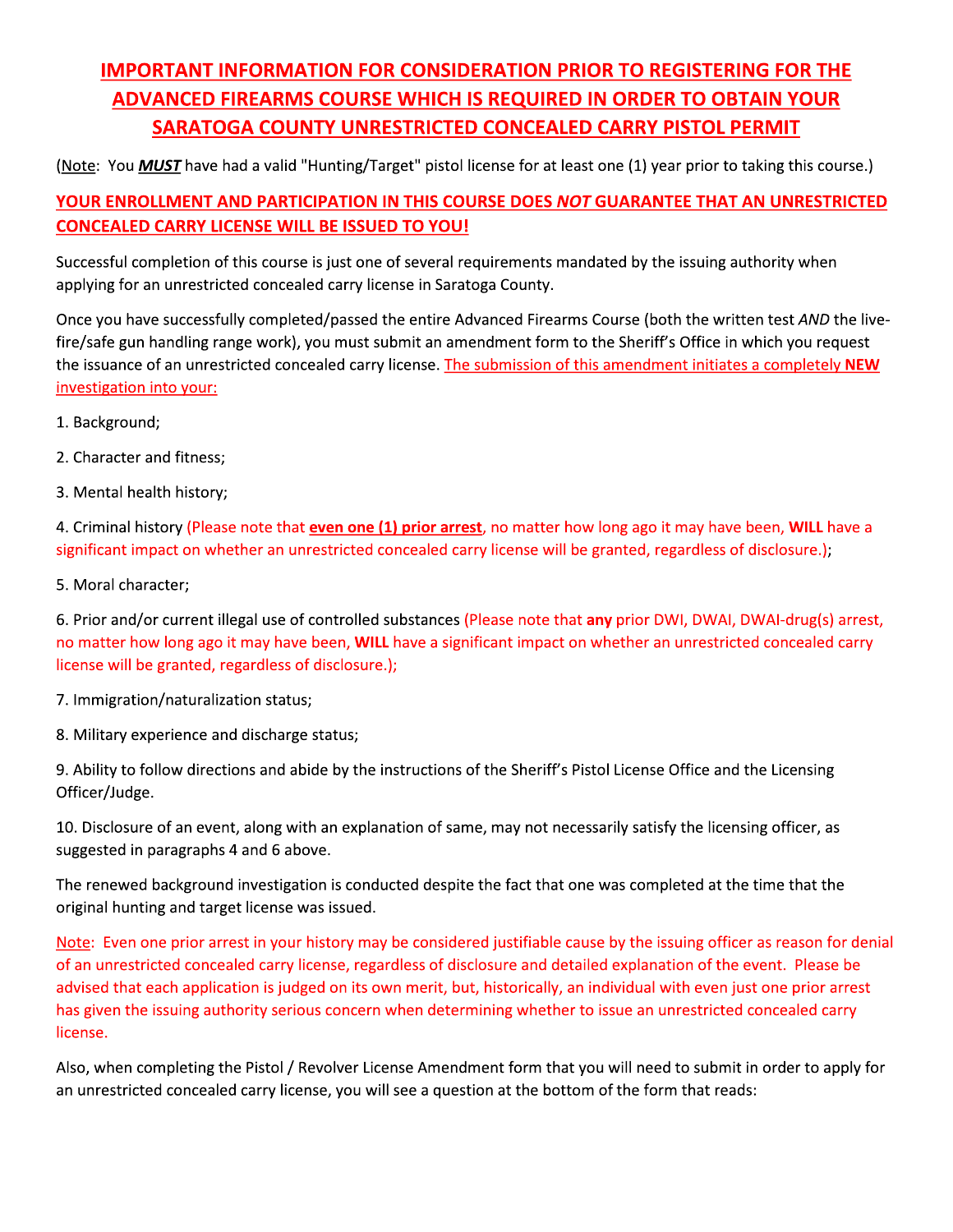# IMPORTANT INFORMATION FOR CONSIDERATION PRIOR TO REGISTERING FOR THE ADVANCED FIREARMS COURSE WHICH IS REQUIRED IN ORDER TO OBTAIN YOUR SARATOGA COUNTY UNRESTRICTED CONCEALED CARRY PISTOL PERMIT

(Note: You ***MUST*** have had a valid "Hunting/Target" pistol license for at least one (1) year prior to taking this course.)

**YOUR ENROLLMENT AND PARTICIPATION IN THIS COURSE DOES *NOT* GUARANTEE THAT AN UNRESTRICTED CONCEALED CARRY LICENSE WILL BE ISSUED TO YOU!**

Successful completion of this course is just one of several requirements mandated by the issuing authority when applying for an unrestricted concealed carry license in Saratoga County.

Once you have successfully completed/passed the entire Advanced Firearms Course (both the written test *AND* the live-fire/safe gun handling range work), you must submit an amendment form to the Sheriff's Office in which you request the issuance of an unrestricted concealed carry license. The submission of this amendment initiates a completely **NEW** investigation into your:

1. Background;

2. Character and fitness;

3. Mental health history;

4. Criminal history (Please note that **even one (1) prior arrest**, no matter how long ago it may have been, **WILL** have a significant impact on whether an unrestricted concealed carry license will be granted, regardless of disclosure.);

5. Moral character;

6. Prior and/or current illegal use of controlled substances (Please note that **any** prior DWI, DWAI, DWAI-drug(s) arrest, no matter how long ago it may have been, **WILL** have a significant impact on whether an unrestricted concealed carry license will be granted, regardless of disclosure.);

7. Immigration/naturalization status;

8. Military experience and discharge status;

9. Ability to follow directions and abide by the instructions of the Sheriff's Pistol License Office and the Licensing Officer/Judge.

10. Disclosure of an event, along with an explanation of same, may not necessarily satisfy the licensing officer, as suggested in paragraphs 4 and 6 above.

The renewed background investigation is conducted despite the fact that one was completed at the time that the original hunting and target license was issued.

Note: Even one prior arrest in your history may be considered justifiable cause by the issuing officer as reason for denial of an unrestricted concealed carry license, regardless of disclosure and detailed explanation of the event. Please be advised that each application is judged on its own merit, but, historically, an individual with even just one prior arrest has given the issuing authority serious concern when determining whether to issue an unrestricted concealed carry license.

Also, when completing the Pistol / Revolver License Amendment form that you will need to submit in order to apply for an unrestricted concealed carry license, you will see a question at the bottom of the form that reads: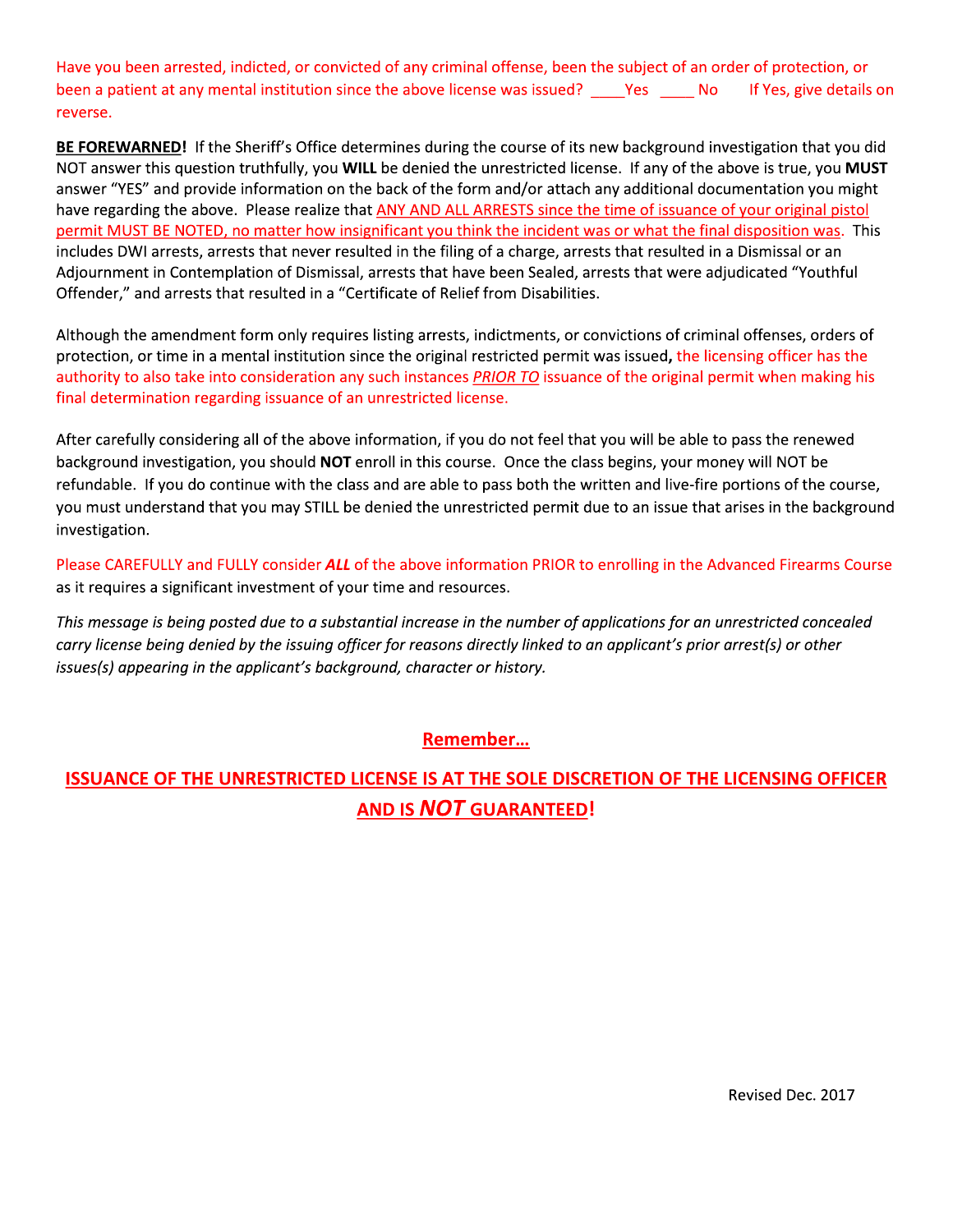Have you been arrested, indicted, or convicted of any criminal offense, been the subject of an order of protection, or been a patient at any mental institution since the above license was issued? ____Yes ____ No If Yes, give details on reverse.

**BE FOREWARNED!** If the Sheriff's Office determines during the course of its new background investigation that you did NOT answer this question truthfully, you **WILL** be denied the unrestricted license. If any of the above is true, you **MUST** answer "YES" and provide information on the back of the form and/or attach any additional documentation you might have regarding the above. Please realize that ANY AND ALL ARRESTS since the time of issuance of your original pistol permit MUST BE NOTED, no matter how insignificant you think the incident was or what the final disposition was. This includes DWI arrests, arrests that never resulted in the filing of a charge, arrests that resulted in a Dismissal or an Adjournment in Contemplation of Dismissal, arrests that have been Sealed, arrests that were adjudicated "Youthful Offender," and arrests that resulted in a "Certificate of Relief from Disabilities.

Although the amendment form only requires listing arrests, indictments, or convictions of criminal offenses, orders of protection, or time in a mental institution since the original restricted permit was issued**,** the licensing officer has the authority to also take into consideration any such instances ***PRIOR TO*** issuance of the original permit when making his final determination regarding issuance of an unrestricted license.

After carefully considering all of the above information, if you do not feel that you will be able to pass the renewed background investigation, you should **NOT** enroll in this course. Once the class begins, your money will NOT be refundable. If you do continue with the class and are able to pass both the written and live-fire portions of the course, you must understand that you may STILL be denied the unrestricted permit due to an issue that arises in the background investigation.

Please CAREFULLY and FULLY consider ***ALL*** of the above information PRIOR to enrolling in the Advanced Firearms Course as it requires a significant investment of your time and resources.

*This message is being posted due to a substantial increase in the number of applications for an unrestricted concealed carry license being denied by the issuing officer for reasons directly linked to an applicant's prior arrest(s) or other issues(s) appearing in the applicant's background, character or history.*

## Remember…

## ISSUANCE OF THE UNRESTRICTED LICENSE IS AT THE SOLE DISCRETION OF THE LICENSING OFFICER AND IS ***NOT*** GUARANTEED!

Revised Dec. 2017